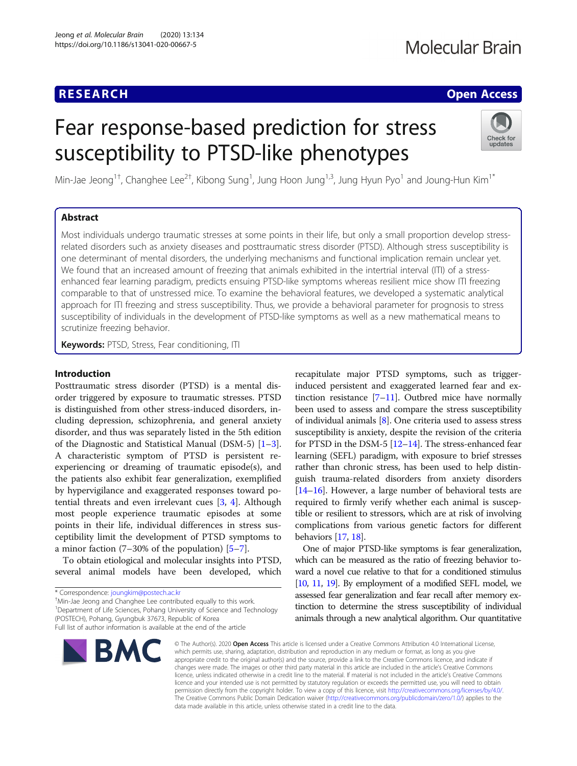RESEARCH Open Access

# Fear response-based prediction for stress susceptibility to PTSD-like phenotypes

Min-Jae Jeong[1†], Changhee Lee[2†], Kibong Sung[1], Jung Hoon Jung[1,3], Jung Hyun Pyo[1] and Joung-Hun Kim[1*]

## Abstract

Most individuals undergo traumatic stresses at some points in their life, but only a small proportion develop stress-related disorders such as anxiety diseases and posttraumatic stress disorder (PTSD). Although stress susceptibility is one determinant of mental disorders, the underlying mechanisms and functional implication remain unclear yet. We found that an increased amount of freezing that animals exhibited in the intertrial interval (ITI) of a stress-enhanced fear learning paradigm, predicts ensuing PTSD-like symptoms whereas resilient mice show ITI freezing comparable to that of unstressed mice. To examine the behavioral features, we developed a systematic analytical approach for ITI freezing and stress susceptibility. Thus, we provide a behavioral parameter for prognosis to stress susceptibility of individuals in the development of PTSD-like symptoms as well as a new mathematical means to scrutinize freezing behavior.

**Keywords:** PTSD, Stress, Fear conditioning, ITI

## Introduction

Posttraumatic stress disorder (PTSD) is a mental disorder triggered by exposure to traumatic stresses. PTSD is distinguished from other stress-induced disorders, including depression, schizophrenia, and general anxiety disorder, and thus was separately listed in the 5th edition of the Diagnostic and Statistical Manual (DSM-5) [1–3]. A characteristic symptom of PTSD is persistent re-experiencing or dreaming of traumatic episode(s), and the patients also exhibit fear generalization, exemplified by hypervigilance and exaggerated responses toward potential threats and even irrelevant cues [3, 4]. Although most people experience traumatic episodes at some points in their life, individual differences in stress susceptibility limit the development of PTSD symptoms to a minor faction (7–30% of the population) [5–7].

To obtain etiological and molecular insights into PTSD, several animal models have been developed, which recapitulate major PTSD symptoms, such as trigger-induced persistent and exaggerated learned fear and extinction resistance [7–11]. Outbred mice have normally been used to assess and compare the stress susceptibility of individual animals [8]. One criteria used to assess stress susceptibility is anxiety, despite the revision of the criteria for PTSD in the DSM-5 [12–14]. The stress-enhanced fear learning (SEFL) paradigm, with exposure to brief stresses rather than chronic stress, has been used to help distinguish trauma-related disorders from anxiety disorders [14–16]. However, a large number of behavioral tests are required to firmly verify whether each animal is susceptible or resilient to stressors, which are at risk of involving complications from various genetic factors for different behaviors [17, 18].

One of major PTSD-like symptoms is fear generalization, which can be measured as the ratio of freezing behavior toward a novel cue relative to that for a conditioned stimulus [10, 11, 19]. By employment of a modified SEFL model, we assessed fear generalization and fear recall after memory extinction to determine the stress susceptibility of individual animals through a new analytical algorithm. Our quantitative

\* Correspondence: joungkim@postech.ac.kr

†Min-Jae Jeong and Changhee Lee contributed equally to this work.

[1]Department of Life Sciences, Pohang University of Science and Technology (POSTECH), Pohang, Gyungbuk 37673, Republic of Korea

Full list of author information is available at the end of the article

© The Author(s). 2020 **Open Access** This article is licensed under a Creative Commons Attribution 4.0 International License, which permits use, sharing, adaptation, distribution and reproduction in any medium or format, as long as you give appropriate credit to the original author(s) and the source, provide a link to the Creative Commons licence, and indicate if changes were made. The images or other third party material in this article are included in the article's Creative Commons licence, unless indicated otherwise in a credit line to the material. If material is not included in the article's Creative Commons licence and your intended use is not permitted by statutory regulation or exceeds the permitted use, you will need to obtain permission directly from the copyright holder. To view a copy of this licence, visit http://creativecommons.org/licenses/by/4.0/. The Creative Commons Public Domain Dedication waiver (http://creativecommons.org/publicdomain/zero/1.0/) applies to the data made available in this article, unless otherwise stated in a credit line to the data.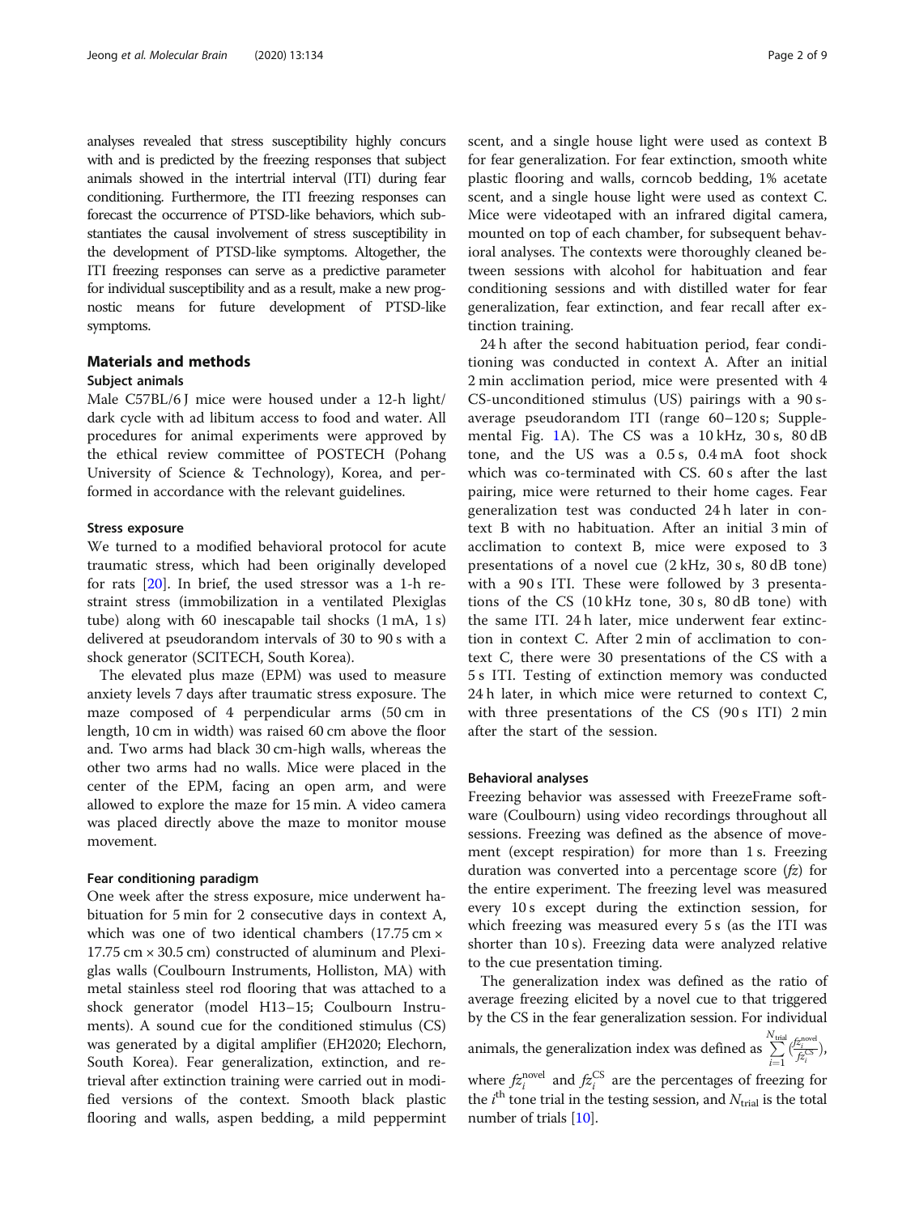analyses revealed that stress susceptibility highly concurs with and is predicted by the freezing responses that subject animals showed in the intertrial interval (ITI) during fear conditioning. Furthermore, the ITI freezing responses can forecast the occurrence of PTSD-like behaviors, which substantiates the causal involvement of stress susceptibility in the development of PTSD-like symptoms. Altogether, the ITI freezing responses can serve as a predictive parameter for individual susceptibility and as a result, make a new prognostic means for future development of PTSD-like symptoms.

## Materials and methods

### Subject animals

Male C57BL/6 J mice were housed under a 12-h light/dark cycle with ad libitum access to food and water. All procedures for animal experiments were approved by the ethical review committee of POSTECH (Pohang University of Science & Technology), Korea, and performed in accordance with the relevant guidelines.

### Stress exposure

We turned to a modified behavioral protocol for acute traumatic stress, which had been originally developed for rats [20]. In brief, the used stressor was a 1-h restraint stress (immobilization in a ventilated Plexiglas tube) along with 60 inescapable tail shocks (1 mA, 1 s) delivered at pseudorandom intervals of 30 to 90 s with a shock generator (SCITECH, South Korea).

The elevated plus maze (EPM) was used to measure anxiety levels 7 days after traumatic stress exposure. The maze composed of 4 perpendicular arms (50 cm in length, 10 cm in width) was raised 60 cm above the floor and. Two arms had black 30 cm-high walls, whereas the other two arms had no walls. Mice were placed in the center of the EPM, facing an open arm, and were allowed to explore the maze for 15 min. A video camera was placed directly above the maze to monitor mouse movement.

### Fear conditioning paradigm

One week after the stress exposure, mice underwent habituation for 5 min for 2 consecutive days in context A, which was one of two identical chambers (17.75 cm × 17.75 cm × 30.5 cm) constructed of aluminum and Plexiglas walls (Coulbourn Instruments, Holliston, MA) with metal stainless steel rod flooring that was attached to a shock generator (model H13–15; Coulbourn Instruments). A sound cue for the conditioned stimulus (CS) was generated by a digital amplifier (EH2020; Elechorn, South Korea). Fear generalization, extinction, and retrieval after extinction training were carried out in modified versions of the context. Smooth black plastic flooring and walls, aspen bedding, a mild peppermint scent, and a single house light were used as context B for fear generalization. For fear extinction, smooth white plastic flooring and walls, corncob bedding, 1% acetate scent, and a single house light were used as context C. Mice were videotaped with an infrared digital camera, mounted on top of each chamber, for subsequent behavioral analyses. The contexts were thoroughly cleaned between sessions with alcohol for habituation and fear conditioning sessions and with distilled water for fear generalization, fear extinction, and fear recall after extinction training.

24 h after the second habituation period, fear conditioning was conducted in context A. After an initial 2 min acclimation period, mice were presented with 4 CS-unconditioned stimulus (US) pairings with a 90 s-average pseudorandom ITI (range 60–120 s; Supplemental Fig. 1A). The CS was a 10 kHz, 30 s, 80 dB tone, and the US was a 0.5 s, 0.4 mA foot shock which was co-terminated with CS. 60 s after the last pairing, mice were returned to their home cages. Fear generalization test was conducted 24 h later in context B with no habituation. After an initial 3 min of acclimation to context B, mice were exposed to 3 presentations of a novel cue (2 kHz, 30 s, 80 dB tone) with a 90 s ITI. These were followed by 3 presentations of the CS (10 kHz tone, 30 s, 80 dB tone) with the same ITI. 24 h later, mice underwent fear extinction in context C. After 2 min of acclimation to context C, there were 30 presentations of the CS with a 5 s ITI. Testing of extinction memory was conducted 24 h later, in which mice were returned to context C, with three presentations of the CS (90 s ITI) 2 min after the start of the session.

### Behavioral analyses

Freezing behavior was assessed with FreezeFrame software (Coulbourn) using video recordings throughout all sessions. Freezing was defined as the absence of movement (except respiration) for more than 1 s. Freezing duration was converted into a percentage score (*fz*) for the entire experiment. The freezing level was measured every 10 s except during the extinction session, for which freezing was measured every 5 s (as the ITI was shorter than 10 s). Freezing data were analyzed relative to the cue presentation timing.

The generalization index was defined as the ratio of average freezing elicited by a novel cue to that triggered by the CS in the fear generalization session. For individual animals, the generalization index was defined as $\sum_{i=1}^{N_{\text{trial}}} \left(\frac{fz_i^{\text{novel}}}{fz_i^{\text{CS}}}\right)$, where $fz_i^{\text{novel}}$ and $fz_i^{\text{CS}}$ are the percentages of freezing for the $i^{\text{th}}$ tone trial in the testing session, and $N_{\text{trial}}$ is the total number of trials [10].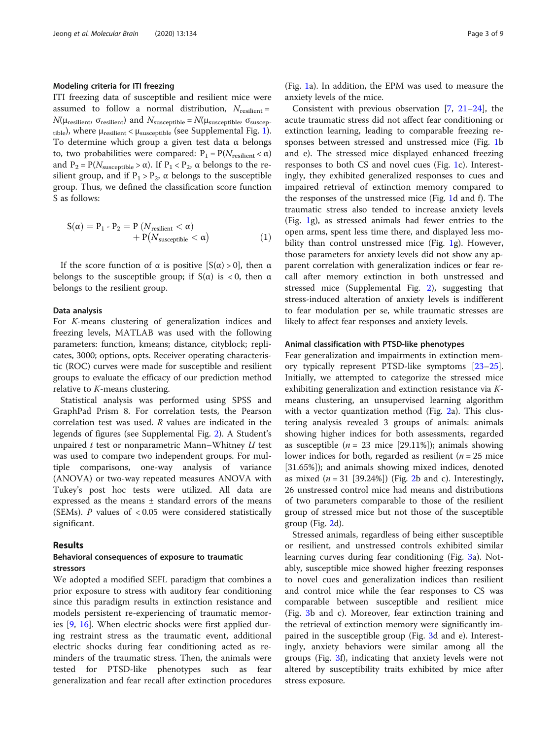### Modeling criteria for ITI freezing

ITI freezing data of susceptible and resilient mice were assumed to follow a normal distribution, $N_{resilient} = N(\mu_{resilient}, \sigma_{resilient})$ and $N_{susceptible} = N(\mu_{susceptible}, \sigma_{susceptible})$, where $\mu_{resilient} < \mu_{susceptible}$ (see Supplemental Fig. 1). To determine which group a given test data α belongs to, two probabilities were compared: $P_1 = P(N_{resilient} < \alpha)$ and $P_2 = P(N_{susceptible} > \alpha)$. If $P_1 < P_2$, α belongs to the resilient group, and if $P_1 > P_2$, α belongs to the susceptible group. Thus, we defined the classification score function S as follows:

$$S(\alpha) = P_1 - P_2 = P\left(N_{resilient} < \alpha\right) + P\left(N_{susceptible} < \alpha\right) \quad (1)$$

If the score function of α is positive $[S(\alpha) > 0]$, then α belongs to the susceptible group; if $S(\alpha)$ is $< 0$, then α belongs to the resilient group.

### Data analysis

For *K*-means clustering of generalization indices and freezing levels, MATLAB was used with the following parameters: function, kmeans; distance, cityblock; replicates, 3000; options, opts. Receiver operating characteristic (ROC) curves were made for susceptible and resilient groups to evaluate the efficacy of our prediction method relative to *K*-means clustering.

Statistical analysis was performed using SPSS and GraphPad Prism 8. For correlation tests, the Pearson correlation test was used. *R* values are indicated in the legends of figures (see Supplemental Fig. 2). A Student's unpaired *t* test or nonparametric Mann–Whitney *U* test was used to compare two independent groups. For multiple comparisons, one-way analysis of variance (ANOVA) or two-way repeated measures ANOVA with Tukey's post hoc tests were utilized. All data are expressed as the means ± standard errors of the means (SEMs). *P* values of $< 0.05$ were considered statistically significant.

## Results

### Behavioral consequences of exposure to traumatic stressors

We adopted a modified SEFL paradigm that combines a prior exposure to stress with auditory fear conditioning since this paradigm results in extinction resistance and models persistent re-experiencing of traumatic memories [9, 16]. When electric shocks were first applied during restraint stress as the traumatic event, additional electric shocks during fear conditioning acted as reminders of the traumatic stress. Then, the animals were tested for PTSD-like phenotypes such as fear generalization and fear recall after extinction procedures (Fig. 1a). In addition, the EPM was used to measure the anxiety levels of the mice.

Consistent with previous observation [7, 21–24], the acute traumatic stress did not affect fear conditioning or extinction learning, leading to comparable freezing responses between stressed and unstressed mice (Fig. 1b and e). The stressed mice displayed enhanced freezing responses to both CS and novel cues (Fig. 1c). Interestingly, they exhibited generalized responses to cues and impaired retrieval of extinction memory compared to the responses of the unstressed mice (Fig. 1d and f). The traumatic stress also tended to increase anxiety levels (Fig. 1g), as stressed animals had fewer entries to the open arms, spent less time there, and displayed less mobility than control unstressed mice (Fig. 1g). However, those parameters for anxiety levels did not show any apparent correlation with generalization indices or fear recall after memory extinction in both unstressed and stressed mice (Supplemental Fig. 2), suggesting that stress-induced alteration of anxiety levels is indifferent to fear modulation per se, while traumatic stresses are likely to affect fear responses and anxiety levels.

### Animal classification with PTSD-like phenotypes

Fear generalization and impairments in extinction memory typically represent PTSD-like symptoms [23–25]. Initially, we attempted to categorize the stressed mice exhibiting generalization and extinction resistance via *K*-means clustering, an unsupervised learning algorithm with a vector quantization method (Fig. 2a). This clustering analysis revealed 3 groups of animals: animals showing higher indices for both assessments, regarded as susceptible ($n = 23$ mice [29.11%]); animals showing lower indices for both, regarded as resilient ($n = 25$ mice [31.65%]); and animals showing mixed indices, denoted as mixed ($n = 31$ [39.24%]) (Fig. 2b and c). Interestingly, 26 unstressed control mice had means and distributions of two parameters comparable to those of the resilient group of stressed mice but not those of the susceptible group (Fig. 2d).

Stressed animals, regardless of being either susceptible or resilient, and unstressed controls exhibited similar learning curves during fear conditioning (Fig. 3a). Notably, susceptible mice showed higher freezing responses to novel cues and generalization indices than resilient and control mice while the fear responses to CS was comparable between susceptible and resilient mice (Fig. 3b and c). Moreover, fear extinction training and the retrieval of extinction memory were significantly impaired in the susceptible group (Fig. 3d and e). Interestingly, anxiety behaviors were similar among all the groups (Fig. 3f), indicating that anxiety levels were not altered by susceptibility traits exhibited by mice after stress exposure.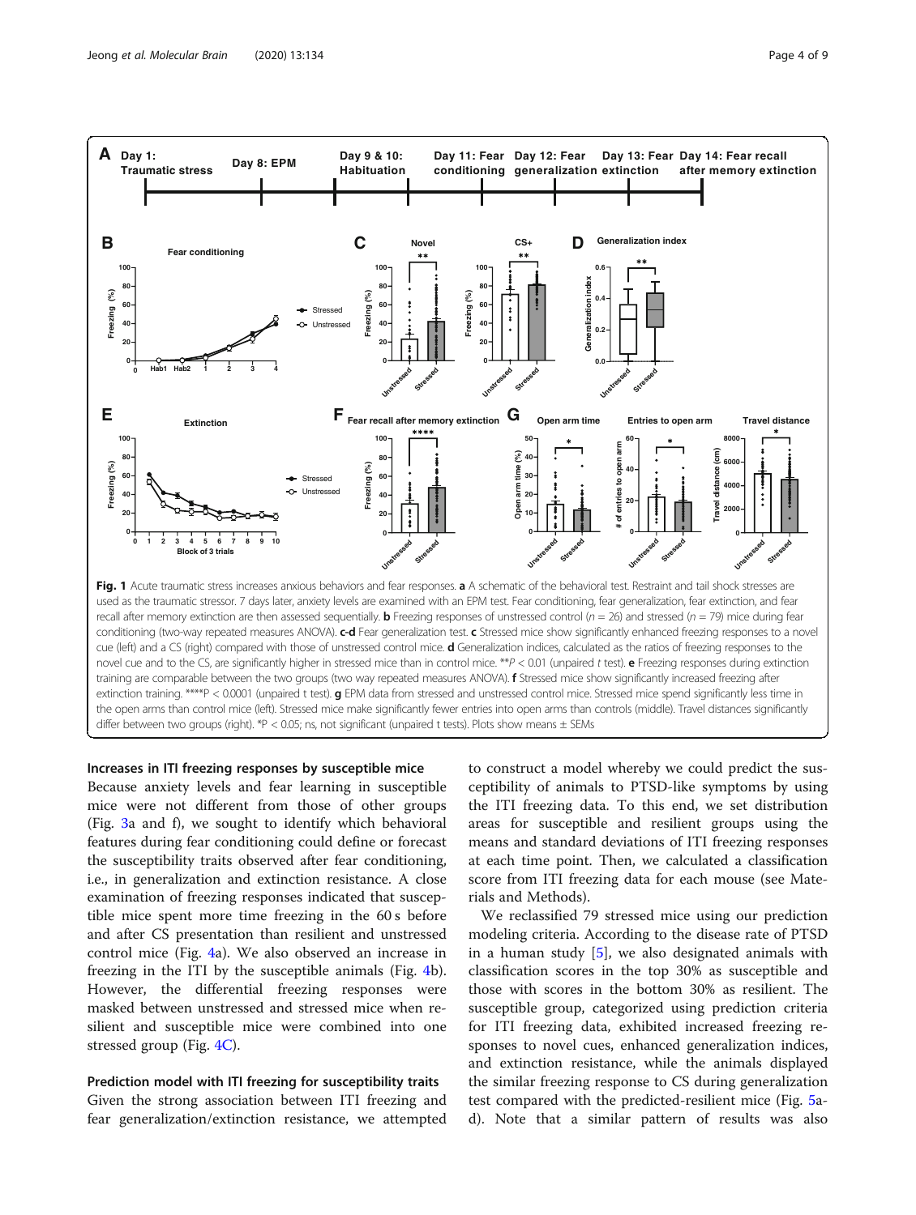**Fig. 1** Acute traumatic stress increases anxious behaviors and fear responses. **a** A schematic of the behavioral test. Restraint and tail shock stresses are used as the traumatic stressor. 7 days later, anxiety levels are examined with an EPM test. Fear conditioning, fear generalization, fear extinction, and fear recall after memory extinction are then assessed sequentially. **b** Freezing responses of unstressed control ($n = 26$) and stressed ($n = 79$) mice during fear conditioning (two-way repeated measures ANOVA). **c-d** Fear generalization test. **c** Stressed mice show significantly enhanced freezing responses to a novel cue (left) and a CS (right) compared with those of unstressed control mice. **d** Generalization indices, calculated as the ratios of freezing responses to the novel cue and to the CS, are significantly higher in stressed mice than in control mice. **$P < 0.01$ (unpaired *t* test). **e** Freezing responses during extinction training are comparable between the two groups (two way repeated measures ANOVA). **f** Stressed mice show significantly increased freezing after extinction training. ****$P < 0.0001$ (unpaired t test). **g** EPM data from stressed and unstressed control mice. Stressed mice spend significantly less time in the open arms than control mice (left). Stressed mice make significantly fewer entries into open arms than controls (middle). Travel distances significantly differ between two groups (right). *$P < 0.05$; ns, not significant (unpaired t tests). Plots show means ± SEMs

### Increases in ITI freezing responses by susceptible mice

Because anxiety levels and fear learning in susceptible mice were not different from those of other groups (Fig. 3a and f), we sought to identify which behavioral features during fear conditioning could define or forecast the susceptibility traits observed after fear conditioning, i.e., in generalization and extinction resistance. A close examination of freezing responses indicated that susceptible mice spent more time freezing in the 60 s before and after CS presentation than resilient and unstressed control mice (Fig. 4a). We also observed an increase in freezing in the ITI by the susceptible animals (Fig. 4b). However, the differential freezing responses were masked between unstressed and stressed mice when resilient and susceptible mice were combined into one stressed group (Fig. 4C).

### Prediction model with ITI freezing for susceptibility traits

Given the strong association between ITI freezing and fear generalization/extinction resistance, we attempted to construct a model whereby we could predict the susceptibility of animals to PTSD-like symptoms by using the ITI freezing data. To this end, we set distribution areas for susceptible and resilient groups using the means and standard deviations of ITI freezing responses at each time point. Then, we calculated a classification score from ITI freezing data for each mouse (see Materials and Methods).

We reclassified 79 stressed mice using our prediction modeling criteria. According to the disease rate of PTSD in a human study [5], we also designated animals with classification scores in the top 30% as susceptible and those with scores in the bottom 30% as resilient. The susceptible group, categorized using prediction criteria for ITI freezing data, exhibited increased freezing responses to novel cues, enhanced generalization indices, and extinction resistance, while the animals displayed the similar freezing response to CS during generalization test compared with the predicted-resilient mice (Fig. 5a-d). Note that a similar pattern of results was also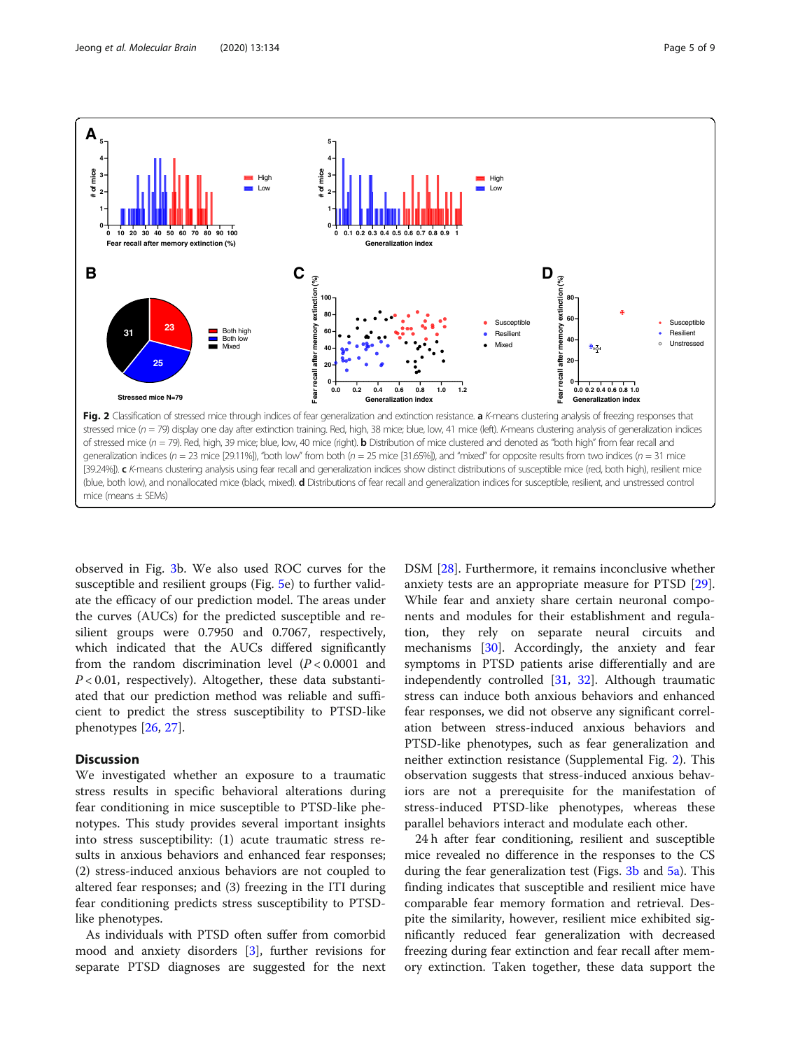**Fig. 2** Classification of stressed mice through indices of fear generalization and extinction resistance. **a** *K*-means clustering analysis of freezing responses that stressed mice ($n$ = 79) display one day after extinction training. Red, high, 38 mice; blue, low, 41 mice (left). *K*-means clustering analysis of generalization indices of stressed mice ($n$ = 79). Red, high, 39 mice; blue, low, 40 mice (right). **b** Distribution of mice clustered and denoted as "both high" from fear recall and generalization indices ($n$ = 23 mice [29.11%]), "both low" from both ($n$ = 25 mice [31.65%]), and "mixed" for opposite results from two indices ($n$ = 31 mice [39.24%]). **c** *K*-means clustering analysis using fear recall and generalization indices show distinct distributions of susceptible mice (red, both high), resilient mice (blue, both low), and nonallocated mice (black, mixed). **d** Distributions of fear recall and generalization indices for susceptible, resilient, and unstressed control mice (means ± SEMs)

observed in Fig. 3b. We also used ROC curves for the susceptible and resilient groups (Fig. 5e) to further validate the efficacy of our prediction model. The areas under the curves (AUCs) for the predicted susceptible and resilient groups were 0.7950 and 0.7067, respectively, which indicated that the AUCs differed significantly from the random discrimination level ($P < 0.0001$ and $P < 0.01$, respectively). Altogether, these data substantiated that our prediction method was reliable and sufficient to predict the stress susceptibility to PTSD-like phenotypes [26, 27].

## Discussion

We investigated whether an exposure to a traumatic stress results in specific behavioral alterations during fear conditioning in mice susceptible to PTSD-like phenotypes. This study provides several important insights into stress susceptibility: (1) acute traumatic stress results in anxious behaviors and enhanced fear responses; (2) stress-induced anxious behaviors are not coupled to altered fear responses; and (3) freezing in the ITI during fear conditioning predicts stress susceptibility to PTSD-like phenotypes.

As individuals with PTSD often suffer from comorbid mood and anxiety disorders [3], further revisions for separate PTSD diagnoses are suggested for the next DSM [28]. Furthermore, it remains inconclusive whether anxiety tests are an appropriate measure for PTSD [29]. While fear and anxiety share certain neuronal components and modules for their establishment and regulation, they rely on separate neural circuits and mechanisms [30]. Accordingly, the anxiety and fear symptoms in PTSD patients arise differentially and are independently controlled [31, 32]. Although traumatic stress can induce both anxious behaviors and enhanced fear responses, we did not observe any significant correlation between stress-induced anxious behaviors and PTSD-like phenotypes, such as fear generalization and neither extinction resistance (Supplemental Fig. 2). This observation suggests that stress-induced anxious behaviors are not a prerequisite for the manifestation of stress-induced PTSD-like phenotypes, whereas these parallel behaviors interact and modulate each other.

24 h after fear conditioning, resilient and susceptible mice revealed no difference in the responses to the CS during the fear generalization test (Figs. 3b and 5a). This finding indicates that susceptible and resilient mice have comparable fear memory formation and retrieval. Despite the similarity, however, resilient mice exhibited significantly reduced fear generalization with decreased freezing during fear extinction and fear recall after memory extinction. Taken together, these data support the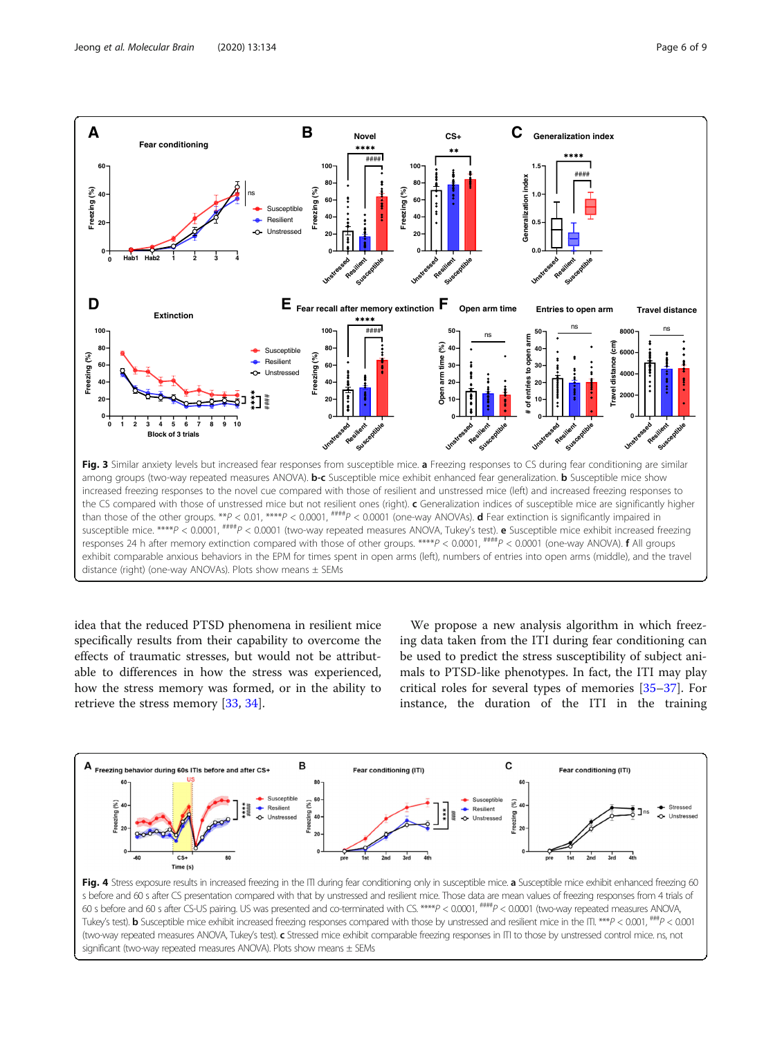**Fig. 3** Similar anxiety levels but increased fear responses from susceptible mice. **a** Freezing responses to CS during fear conditioning are similar among groups (two-way repeated measures ANOVA). **b-c** Susceptible mice exhibit enhanced fear generalization. **b** Susceptible mice show increased freezing responses to the novel cue compared with those of resilient and unstressed mice (left) and increased freezing responses to the CS compared with those of unstressed mice but not resilient ones (right). **c** Generalization indices of susceptible mice are significantly higher than those of the other groups. \*\*$P < 0.01$, \*\*\*\*$P < 0.0001$, ####$P < 0.0001$ (one-way ANOVAs). **d** Fear extinction is significantly impaired in susceptible mice. \*\*\*\*$P < 0.0001$, ####$P < 0.0001$ (two-way repeated measures ANOVA, Tukey's test). **e** Susceptible mice exhibit increased freezing responses 24 h after memory extinction compared with those of other groups. \*\*\*\*$P < 0.0001$, ####$P < 0.0001$ (one-way ANOVA). **f** All groups exhibit comparable anxious behaviors in the EPM for times spent in open arms (left), numbers of entries into open arms (middle), and the travel distance (right) (one-way ANOVAs). Plots show means ± SEMs

idea that the reduced PTSD phenomena in resilient mice specifically results from their capability to overcome the effects of traumatic stresses, but would not be attributable to differences in how the stress was experienced, how the stress memory was formed, or in the ability to retrieve the stress memory [33, 34].

We propose a new analysis algorithm in which freezing data taken from the ITI during fear conditioning can be used to predict the stress susceptibility of subject animals to PTSD-like phenotypes. In fact, the ITI may play critical roles for several types of memories [35–37]. For instance, the duration of the ITI in the training

**Fig. 4** Stress exposure results in increased freezing in the ITI during fear conditioning only in susceptible mice. **a** Susceptible mice exhibit enhanced freezing 60 s before and 60 s after CS presentation compared with that by unstressed and resilient mice. Those data are mean values of freezing responses from 4 trials of 60 s before and 60 s after CS-US pairing. US was presented and co-terminated with CS. \*\*\*\*$P < 0.0001$, ####$P < 0.0001$ (two-way repeated measures ANOVA, Tukey's test). **b** Susceptible mice exhibit increased freezing responses compared with those by unstressed and resilient mice in the ITI. \*\*\*$P < 0.001$, ###$P < 0.001$ (two-way repeated measures ANOVA, Tukey's test). **c** Stressed mice exhibit comparable freezing responses in ITI to those by unstressed control mice. ns, not significant (two-way repeated measures ANOVA). Plots show means ± SEMs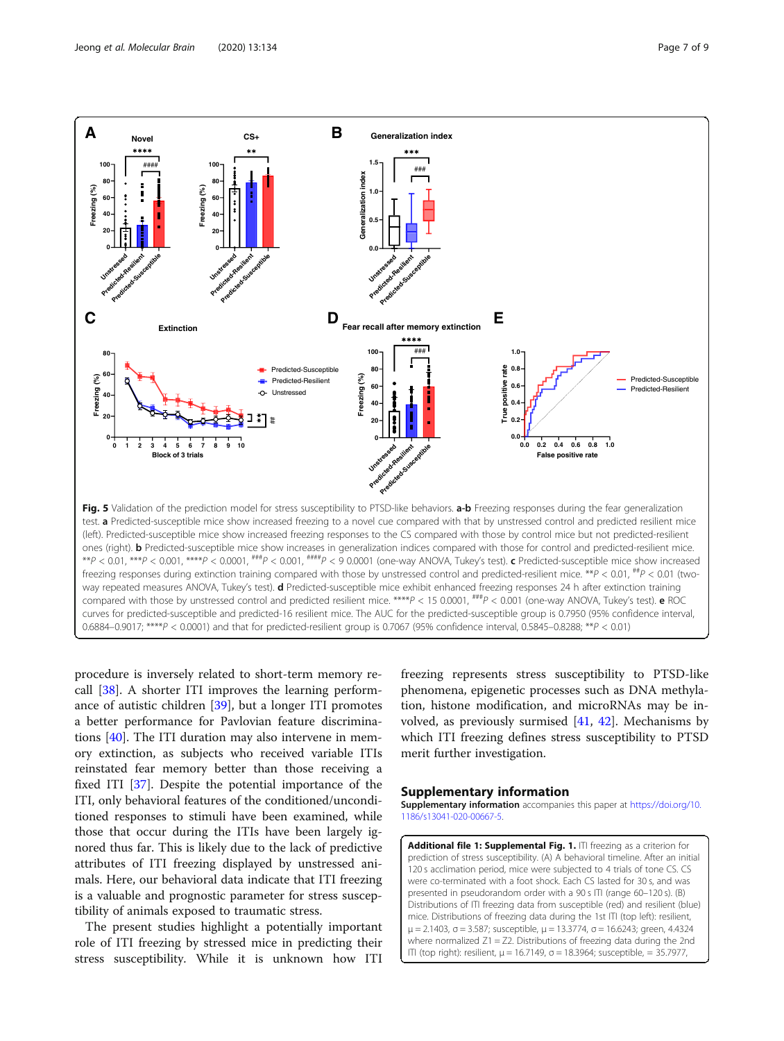**Fig. 5** Validation of the prediction model for stress susceptibility to PTSD-like behaviors. **a-b** Freezing responses during the fear generalization test. **a** Predicted-susceptible mice show increased freezing to a novel cue compared with that by unstressed control and predicted resilient mice (left). Predicted-susceptible mice show increased freezing responses to the CS compared with those by control mice but not predicted-resilient ones (right). **b** Predicted-susceptible mice show increases in generalization indices compared with those for control and predicted-resilient mice. $^{**}P < 0.01$, $^{***}P < 0.001$, $^{****}P < 0.0001$, $^{\#\#\#}P < 0.001$, $^{\#\#\#\#}P < 9$ 0.0001 (one-way ANOVA, Tukey's test). **c** Predicted-susceptible mice show increased freezing responses during extinction training compared with those by unstressed control and predicted-resilient mice. $^{**}P < 0.01$, $^{\#\#}P < 0.01$ (two-way repeated measures ANOVA, Tukey's test). **d** Predicted-susceptible mice exhibit enhanced freezing responses 24 h after extinction training compared with those by unstressed control and predicted resilient mice. $^{****}P < 15$ 0.0001, $^{\#\#\#}P < 0.001$ (one-way ANOVA, Tukey's test). **e** ROC curves for predicted-susceptible and predicted-16 resilient mice. The AUC for the predicted-susceptible group is 0.7950 (95% confidence interval, 0.6884–0.9017; $^{****}P < 0.0001$) and that for predicted-resilient group is 0.7067 (95% confidence interval, 0.5845–0.8288; $^{**}P < 0.01$)

procedure is inversely related to short-term memory recall [38]. A shorter ITI improves the learning performance of autistic children [39], but a longer ITI promotes a better performance for Pavlovian feature discriminations [40]. The ITI duration may also intervene in memory extinction, as subjects who received variable ITIs reinstated fear memory better than those receiving a fixed ITI [37]. Despite the potential importance of the ITI, only behavioral features of the conditioned/unconditioned responses to stimuli have been examined, while those that occur during the ITIs have been largely ignored thus far. This is likely due to the lack of predictive attributes of ITI freezing displayed by unstressed animals. Here, our behavioral data indicate that ITI freezing is a valuable and prognostic parameter for stress susceptibility of animals exposed to traumatic stress.

The present studies highlight a potentially important role of ITI freezing by stressed mice in predicting their stress susceptibility. While it is unknown how ITI freezing represents stress susceptibility to PTSD-like phenomena, epigenetic processes such as DNA methylation, histone modification, and microRNAs may be involved, as previously surmised [41, 42]. Mechanisms by which ITI freezing defines stress susceptibility to PTSD merit further investigation.

## Supplementary information

**Supplementary information** accompanies this paper at https://doi.org/10.1186/s13041-020-00667-5.

**Additional file 1: Supplemental Fig. 1.** ITI freezing as a criterion for prediction of stress susceptibility. (A) A behavioral timeline. After an initial 120 s acclimation period, mice were subjected to 4 trials of tone CS. CS were co-terminated with a foot shock. Each CS lasted for 30 s, and was presented in pseudorandom order with a 90 s ITI (range 60–120 s). (B) Distributions of ITI freezing data from susceptible (red) and resilient (blue) mice. Distributions of freezing data during the 1st ITI (top left): resilient, $\mu = 2.1403$, $\sigma = 3.587$; susceptible, $\mu = 13.3774$, $\sigma = 16.6243$; green, 4.4324 where normalized Z1 = Z2. Distributions of freezing data during the 2nd ITI (top right): resilient, $\mu = 16.7149$, $\sigma = 18.3964$; susceptible, = 35.7977,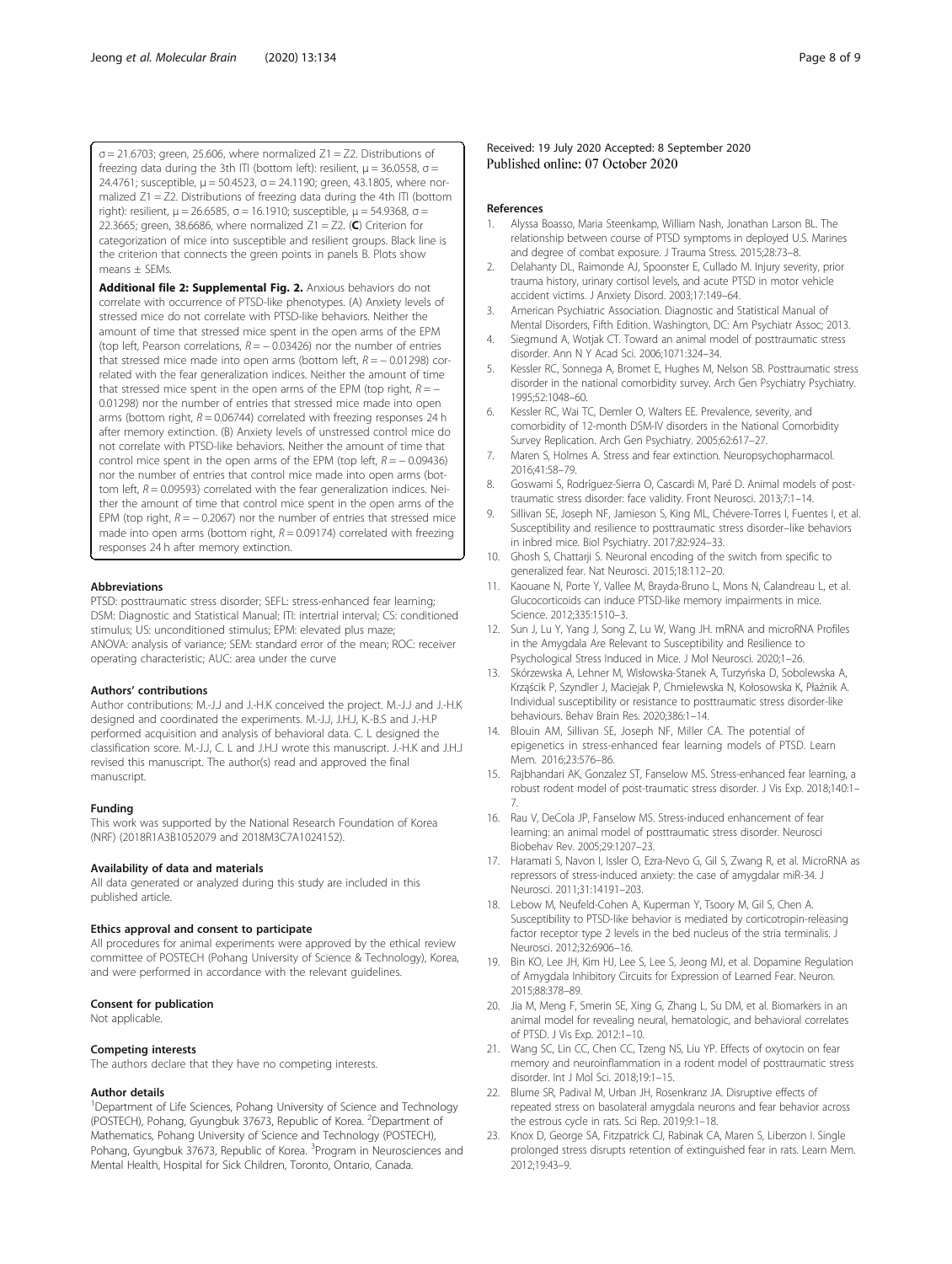σ = 21.6703; green, 25.606, where normalized Z1 = Z2. Distributions of freezing data during the 3th ITI (bottom left): resilient, μ = 36.0558, σ = 24.4761; susceptible, μ = 50.4523, σ = 24.1190; green, 43.1805, where normalized Z1 = Z2. Distributions of freezing data during the 4th ITI (bottom right): resilient, μ = 26.6585, σ = 16.1910; susceptible, μ = 54.9368, σ = 22.3665; green, 38.6686, where normalized Z1 = Z2. (**C**) Criterion for categorization of mice into susceptible and resilient groups. Black line is the criterion that connects the green points in panels B. Plots show means ± SEMs.

**Additional file 2: Supplemental Fig. 2.** Anxious behaviors do not correlate with occurrence of PTSD-like phenotypes. (A) Anxiety levels of stressed mice do not correlate with PTSD-like behaviors. Neither the amount of time that stressed mice spent in the open arms of the EPM (top left, Pearson correlations, *R* = − 0.03426) nor the number of entries that stressed mice made into open arms (bottom left, *R* = − 0.01298) correlated with the fear generalization indices. Neither the amount of time that stressed mice spent in the open arms of the EPM (top right, *R* = − 0.01298) nor the number of entries that stressed mice made into open arms (bottom right, *R* = 0.06744) correlated with freezing responses 24 h after memory extinction. (B) Anxiety levels of unstressed control mice do not correlate with PTSD-like behaviors. Neither the amount of time that control mice spent in the open arms of the EPM (top left, *R* = − 0.09436) nor the number of entries that control mice made into open arms (bottom left, *R* = 0.09593) correlated with the fear generalization indices. Neither the amount of time that control mice spent in the open arms of the EPM (top right, *R* = − 0.2067) nor the number of entries that stressed mice made into open arms (bottom right, *R* = 0.09174) correlated with freezing responses 24 h after memory extinction.

### Abbreviations

PTSD: posttraumatic stress disorder; SEFL: stress-enhanced fear learning; DSM: Diagnostic and Statistical Manual; ITI: intertrial interval; CS: conditioned stimulus; US: unconditioned stimulus; EPM: elevated plus maze; ANOVA: analysis of variance; SEM: standard error of the mean; ROC: receiver operating characteristic; AUC: area under the curve

### Authors' contributions

Author contributions: M.-J.J and J.-H.K conceived the project. M.-J.J and J.-H.K designed and coordinated the experiments. M.-J.J, J.H.J, K.-B.S and J.-H.P performed acquisition and analysis of behavioral data. C. L designed the classification score. M.-J.J, C. L and J.H.J wrote this manuscript. J.-H.K and J.H.J revised this manuscript. The author(s) read and approved the final manuscript.

### Funding

This work was supported by the National Research Foundation of Korea (NRF) (2018R1A3B1052079 and 2018M3C7A1024152).

### Availability of data and materials

All data generated or analyzed during this study are included in this published article.

### Ethics approval and consent to participate

All procedures for animal experiments were approved by the ethical review committee of POSTECH (Pohang University of Science & Technology), Korea, and were performed in accordance with the relevant guidelines.

### Consent for publication

Not applicable.

### Competing interests

The authors declare that they have no competing interests.

### Author details

[1]Department of Life Sciences, Pohang University of Science and Technology (POSTECH), Pohang, Gyungbuk 37673, Republic of Korea. [2]Department of Mathematics, Pohang University of Science and Technology (POSTECH), Pohang, Gyungbuk 37673, Republic of Korea. [3]Program in Neurosciences and Mental Health, Hospital for Sick Children, Toronto, Ontario, Canada.

Received: 19 July 2020 Accepted: 8 September 2020
Published online: 07 October 2020

### References

1. Alyssa Boasso, Maria Steenkamp, William Nash, Jonathan Larson BL. The relationship between course of PTSD symptoms in deployed U.S. Marines and degree of combat exposure. J Trauma Stress. 2015;28:73–8.
2. Delahanty DL, Raimonde AJ, Spoonster E, Cullado M. Injury severity, prior trauma history, urinary cortisol levels, and acute PTSD in motor vehicle accident victims. J Anxiety Disord. 2003;17:149–64.
3. American Psychiatric Association. Diagnostic and Statistical Manual of Mental Disorders, Fifth Edition. Washington, DC: Am Psychiatr Assoc; 2013.
4. Siegmund A, Wotjak CT. Toward an animal model of posttraumatic stress disorder. Ann N Y Acad Sci. 2006;1071:324–34.
5. Kessler RC, Sonnega A, Bromet E, Hughes M, Nelson SB. Posttraumatic stress disorder in the national comorbidity survey. Arch Gen Psychiatry Psychiatry. 1995;52:1048–60.
6. Kessler RC, Wai TC, Demler O, Walters EE. Prevalence, severity, and comorbidity of 12-month DSM-IV disorders in the National Comorbidity Survey Replication. Arch Gen Psychiatry. 2005;62:617–27.
7. Maren S, Holmes A. Stress and fear extinction. Neuropsychopharmacol. 2016;41:58–79.
8. Goswami S, Rodríguez-Sierra O, Cascardi M, Paré D. Animal models of post-traumatic stress disorder: face validity. Front Neurosci. 2013;7:1–14.
9. Sillivan SE, Joseph NF, Jamieson S, King ML, Chévere-Torres I, Fuentes I, et al. Susceptibility and resilience to posttraumatic stress disorder–like behaviors in inbred mice. Biol Psychiatry. 2017;82:924–33.
10. Ghosh S, Chattarji S. Neuronal encoding of the switch from specific to generalized fear. Nat Neurosci. 2015;18:112–20.
11. Kaouane N, Porte Y, Vallee M, Brayda-Bruno L, Mons N, Calandreau L, et al. Glucocorticoids can induce PTSD-like memory impairments in mice. Science. 2012;335:1510–3.
12. Sun J, Lu Y, Yang J, Song Z, Lu W, Wang JH. mRNA and microRNA Profiles in the Amygdala Are Relevant to Susceptibility and Resilience to Psychological Stress Induced in Mice. J Mol Neurosci. 2020;1–26.
13. Skórzewska A, Lehner M, Wisłowska-Stanek A, Turzyńska D, Sobolewska A, Krząścik P, Szyndler J, Maciejak P, Chmielewska N, Kołosowska K, Płaźnik A. Individual susceptibility or resistance to posttraumatic stress disorder-like behaviours. Behav Brain Res. 2020;386:1–14.
14. Blouin AM, Sillivan SE, Joseph NF, Miller CA. The potential of epigenetics in stress-enhanced fear learning models of PTSD. Learn Mem. 2016;23:576–86.
15. Rajbhandari AK, Gonzalez ST, Fanselow MS. Stress-enhanced fear learning, a robust rodent model of post-traumatic stress disorder. J Vis Exp. 2018;140:1–7.
16. Rau V, DeCola JP, Fanselow MS. Stress-induced enhancement of fear learning: an animal model of posttraumatic stress disorder. Neurosci Biobehav Rev. 2005;29:1207–23.
17. Haramati S, Navon I, Issler O, Ezra-Nevo G, Gil S, Zwang R, et al. MicroRNA as repressors of stress-induced anxiety: the case of amygdalar miR-34. J Neurosci. 2011;31:14191–203.
18. Lebow M, Neufeld-Cohen A, Kuperman Y, Tsoory M, Gil S, Chen A. Susceptibility to PTSD-like behavior is mediated by corticotropin-releasing factor receptor type 2 levels in the bed nucleus of the stria terminalis. J Neurosci. 2012;32:6906–16.
19. Bin KO, Lee JH, Kim HJ, Lee S, Lee S, Jeong MJ, et al. Dopamine Regulation of Amygdala Inhibitory Circuits for Expression of Learned Fear. Neuron. 2015;88:378–89.
20. Jia M, Meng F, Smerin SE, Xing G, Zhang L, Su DM, et al. Biomarkers in an animal model for revealing neural, hematologic, and behavioral correlates of PTSD. J Vis Exp. 2012:1–10.
21. Wang SC, Lin CC, Chen CC, Tzeng NS, Liu YP. Effects of oxytocin on fear memory and neuroinflammation in a rodent model of posttraumatic stress disorder. Int J Mol Sci. 2018;19:1–15.
22. Blume SR, Padival M, Urban JH, Rosenkranz JA. Disruptive effects of repeated stress on basolateral amygdala neurons and fear behavior across the estrous cycle in rats. Sci Rep. 2019;9:1–18.
23. Knox D, George SA, Fitzpatrick CJ, Rabinak CA, Maren S, Liberzon I. Single prolonged stress disrupts retention of extinguished fear in rats. Learn Mem. 2012;19:43–9.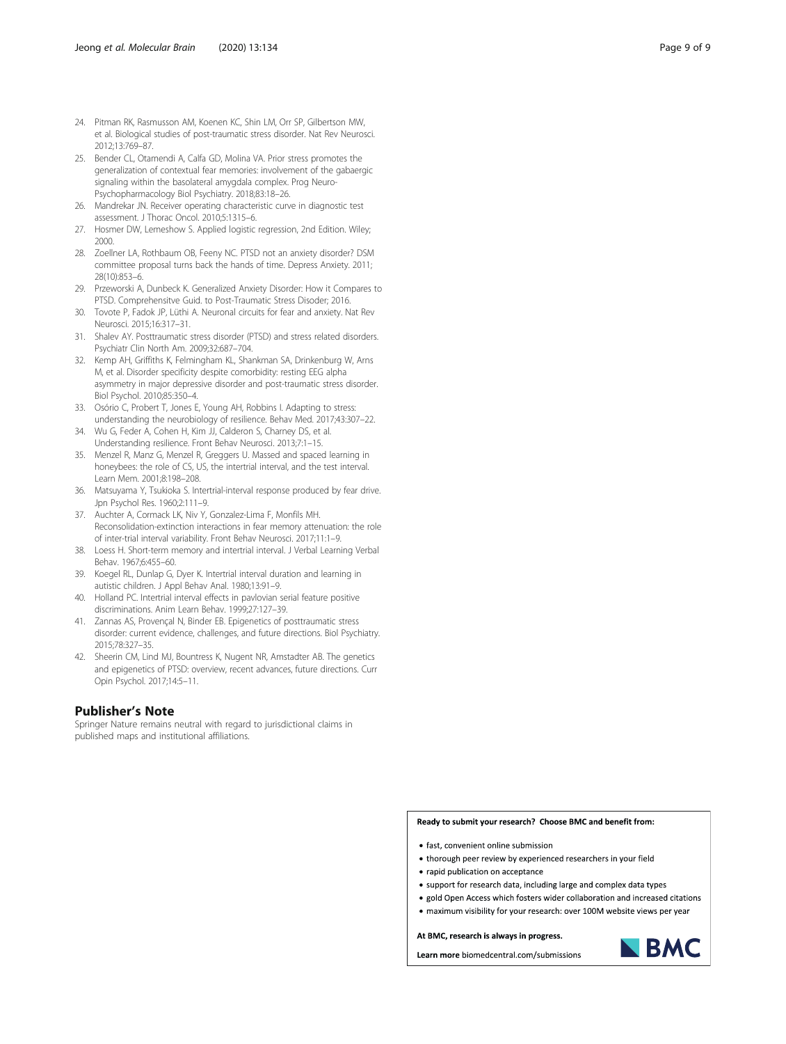24. Pitman RK, Rasmusson AM, Koenen KC, Shin LM, Orr SP, Gilbertson MW, et al. Biological studies of post-traumatic stress disorder. Nat Rev Neurosci. 2012;13:769–87.
25. Bender CL, Otamendi A, Calfa GD, Molina VA. Prior stress promotes the generalization of contextual fear memories: involvement of the gabaergic signaling within the basolateral amygdala complex. Prog Neuro-Psychopharmacology Biol Psychiatry. 2018;83:18–26.
26. Mandrekar JN. Receiver operating characteristic curve in diagnostic test assessment. J Thorac Oncol. 2010;5:1315–6.
27. Hosmer DW, Lemeshow S. Applied logistic regression, 2nd Edition. Wiley; 2000.
28. Zoellner LA, Rothbaum OB, Feeny NC. PTSD not an anxiety disorder? DSM committee proposal turns back the hands of time. Depress Anxiety. 2011; 28(10):853–6.
29. Przeworski A, Dunbeck K. Generalized Anxiety Disorder: How it Compares to PTSD. Comprehensitve Guid. to Post-Traumatic Stress Disoder; 2016.
30. Tovote P, Fadok JP, Lüthi A. Neuronal circuits for fear and anxiety. Nat Rev Neurosci. 2015;16:317–31.
31. Shalev AY. Posttraumatic stress disorder (PTSD) and stress related disorders. Psychiatr Clin North Am. 2009;32:687–704.
32. Kemp AH, Griffiths K, Felmingham KL, Shankman SA, Drinkenburg W, Arns M, et al. Disorder specificity despite comorbidity: resting EEG alpha asymmetry in major depressive disorder and post-traumatic stress disorder. Biol Psychol. 2010;85:350–4.
33. Osório C, Probert T, Jones E, Young AH, Robbins I. Adapting to stress: understanding the neurobiology of resilience. Behav Med. 2017;43:307–22.
34. Wu G, Feder A, Cohen H, Kim JJ, Calderon S, Charney DS, et al. Understanding resilience. Front Behav Neurosci. 2013;7:1–15.
35. Menzel R, Manz G, Menzel R, Greggers U. Massed and spaced learning in honeybees: the role of CS, US, the intertrial interval, and the test interval. Learn Mem. 2001;8:198–208.
36. Matsuyama Y, Tsukioka S. Intertrial-interval response produced by fear drive. Jpn Psychol Res. 1960;2:111–9.
37. Auchter A, Cormack LK, Niv Y, Gonzalez-Lima F, Monfils MH. Reconsolidation-extinction interactions in fear memory attenuation: the role of inter-trial interval variability. Front Behav Neurosci. 2017;11:1–9.
38. Loess H. Short-term memory and intertrial interval. J Verbal Learning Verbal Behav. 1967;6:455–60.
39. Koegel RL, Dunlap G, Dyer K. Intertrial interval duration and learning in autistic children. J Appl Behav Anal. 1980;13:91–9.
40. Holland PC. Intertrial interval effects in pavlovian serial feature positive discriminations. Anim Learn Behav. 1999;27:127–39.
41. Zannas AS, Provençal N, Binder EB. Epigenetics of posttraumatic stress disorder: current evidence, challenges, and future directions. Biol Psychiatry. 2015;78:327–35.
42. Sheerin CM, Lind MJ, Bountress K, Nugent NR, Amstadter AB. The genetics and epigenetics of PTSD: overview, recent advances, future directions. Curr Opin Psychol. 2017;14:5–11.

## Publisher's Note

Springer Nature remains neutral with regard to jurisdictional claims in published maps and institutional affiliations.

**Ready to submit your research? Choose BMC and benefit from:**

- fast, convenient online submission
- thorough peer review by experienced researchers in your field
- rapid publication on acceptance
- support for research data, including large and complex data types
- gold Open Access which fosters wider collaboration and increased citations
- maximum visibility for your research: over 100M website views per year

**At BMC, research is always in progress.**

**Learn more** biomedcentral.com/submissions

BMC